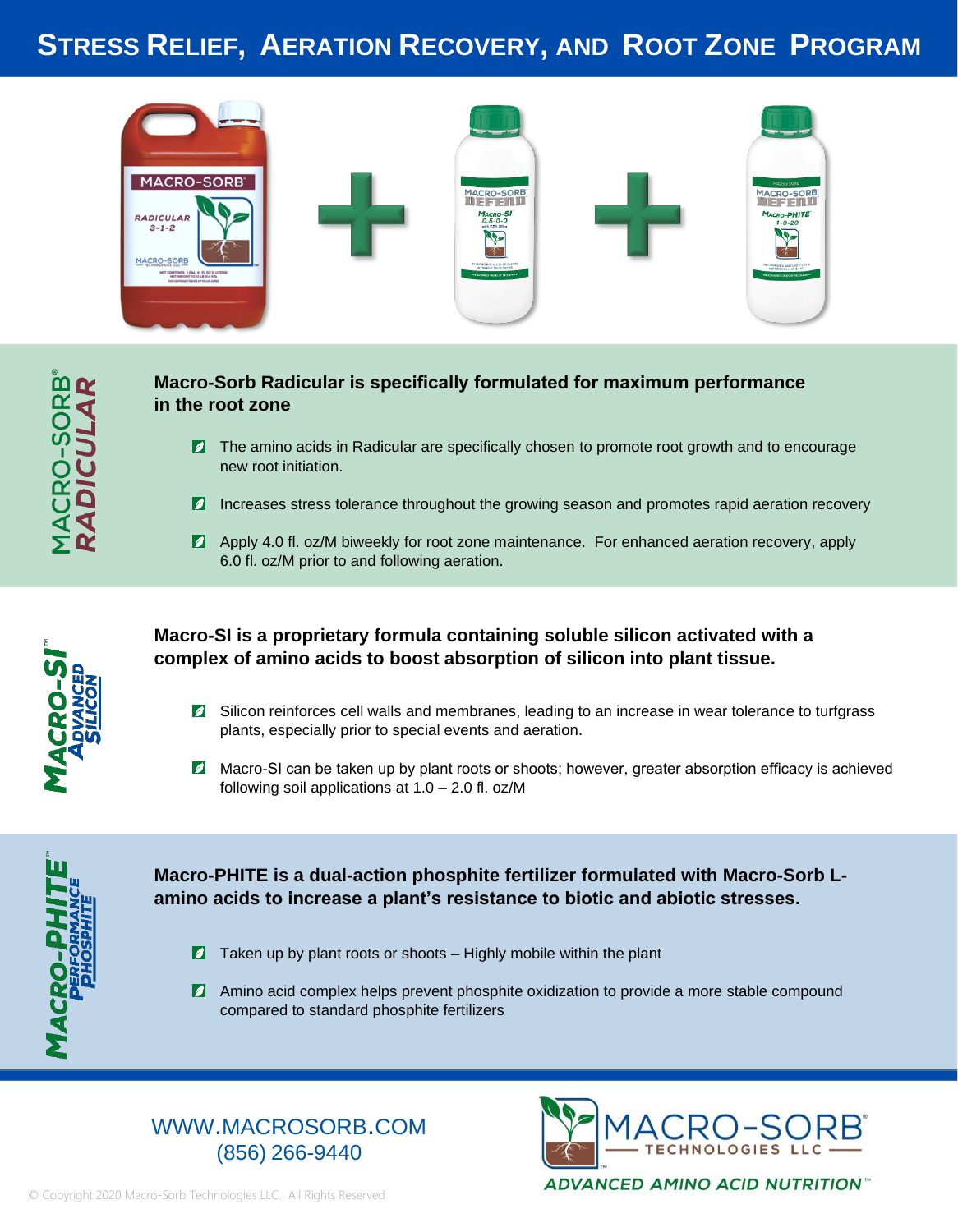# Stress Relief, Aeration Recovery, and Root Zone Program

MACRO-SORB® RADICULAR

**Macro-Sorb Radicular is specifically formulated for maximum performance in the root zone**

- The amino acids in Radicular are specifically chosen to promote root growth and to encourage new root initiation.
- Increases stress tolerance throughout the growing season and promotes rapid aeration recovery
- Apply 4.0 fl. oz/M biweekly for root zone maintenance. For enhanced aeration recovery, apply 6.0 fl. oz/M prior to and following aeration.

MACRO-SI™ ADVANCED SILICON

**Macro-SI is a proprietary formula containing soluble silicon activated with a complex of amino acids to boost absorption of silicon into plant tissue.**

- Silicon reinforces cell walls and membranes, leading to an increase in wear tolerance to turfgrass plants, especially prior to special events and aeration.
- Macro-SI can be taken up by plant roots or shoots; however, greater absorption efficacy is achieved following soil applications at 1.0 – 2.0 fl. oz/M

MACRO-PHITE™ PERFORMANCE PHOSPHITE

**Macro-PHITE is a dual-action phosphite fertilizer formulated with Macro-Sorb L-amino acids to increase a plant's resistance to biotic and abiotic stresses.**

- Taken up by plant roots or shoots – Highly mobile within the plant
- Amino acid complex helps prevent phosphite oxidization to provide a more stable compound compared to standard phosphite fertilizers

WWW.MACROSORB.COM
(856) 266-9440

MACRO-SORB® TECHNOLOGIES LLC
ADVANCED AMINO ACID NUTRITION™

© Copyright 2020 Macro-Sorb Technologies LLC. All Rights Reserved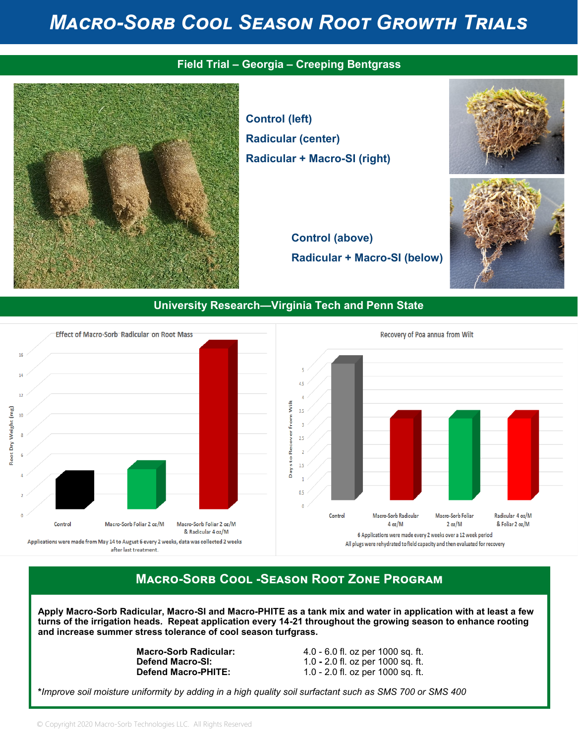# Macro-Sorb Cool Season Root Growth Trials

## Field Trial – Georgia – Creeping Bentgrass

**Control (left)**

**Radicular (center)**

**Radicular + Macro-SI (right)**

**Control (above)**

**Radicular + Macro-SI (below)**

## University Research—Virginia Tech and Penn State

Effect of Macro-Sorb Radicular on Root Mass

Root Dry Weight (mg)

0
2
4
6
8
10
12
14
16

Control

Macro-Sorb Foliar 2 oz/M

Macro-Sorb Foliar 2 oz/M & Radicular 4 oz/M

Applications were made from May 14 to August 6 every 2 weeks, data was collected 2 weeks after last treatment.

Recovery of Poa annua from Wilt

Days to Recover from Wilt

0
0.5
1
1.5
2
2.5
3
3.5
4
4.5
5

Control

Macro-Sorb Radicular 4 oz/M

Macro-Sorb Foliar 2 oz/M

Radicular 4 oz/M & Foliar 2 oz/M

6 Applications were made every 2 weeks over a 12 week period

All plugs were rehydrated to field capacity and then evaluated for recovery

## Macro-Sorb Cool -Season Root Zone Program

**Apply Macro-Sorb Radicular, Macro-SI and Macro-PHITE as a tank mix and water in application with at least a few turns of the irrigation heads. Repeat application every 14-21 throughout the growing season to enhance rooting and increase summer stress tolerance of cool season turfgrass.**

| | |
|---|---|
| **Macro-Sorb Radicular:** | 4.0 - 6.0 fl. oz per 1000 sq. ft. |
| **Defend Macro-SI:** | 1.0 - 2.0 fl. oz per 1000 sq. ft. |
| **Defend Macro-PHITE:** | 1.0 - 2.0 fl. oz per 1000 sq. ft. |

***Improve soil moisture uniformity by adding in a high quality soil surfactant such as SMS 700 or SMS 400***

© Copyright 2020 Macro-Sorb Technologies LLC. All Rights Reserved